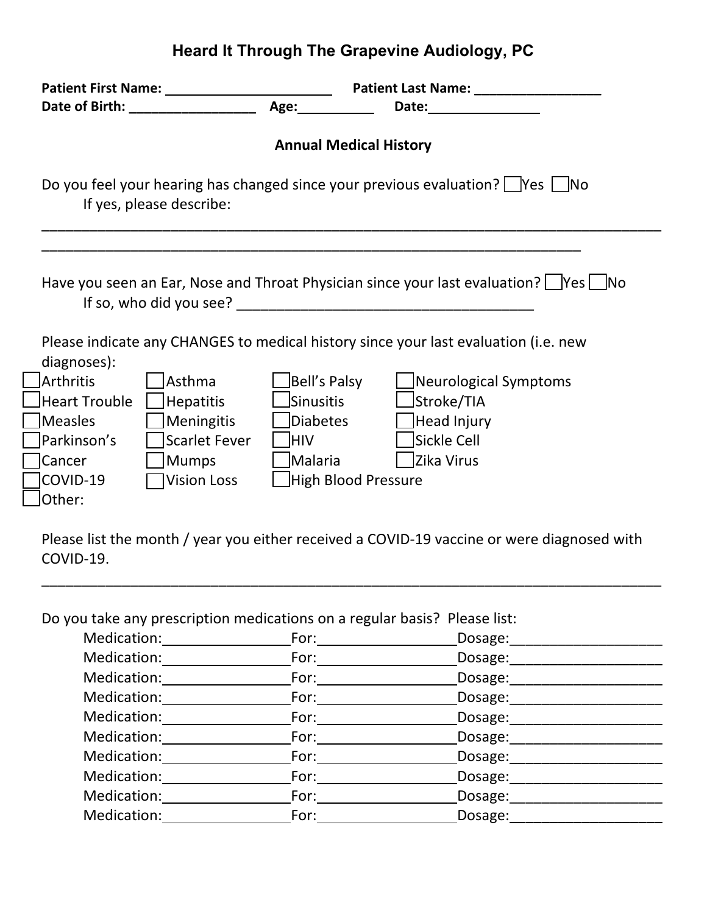# Heard It Through The Grapevine Audiology, PC

**Patient First Name:** ______________________ **Patient Last Name:** _________________

**Date of Birth:** _________________ **Age:**__________ **Date:**_______________

## Annual Medical History

Do you feel your hearing has changed since your previous evaluation? ☐ Yes ☐ No

If yes, please describe:

________________________________________________________________________________

______________________________________________________________________

Have you seen an Ear, Nose and Throat Physician since your last evaluation? ☐ Yes ☐ No

If so, who did you see? ______________________________________

Please indicate any CHANGES to medical history since your last evaluation (i.e. new diagnoses):

| | | | |
|---|---|---|---|
| ☐ Arthritis | ☐ Asthma | ☐ Bell's Palsy | ☐ Neurological Symptoms |
| ☐ Heart Trouble | ☐ Hepatitis | ☐ Sinusitis | ☐ Stroke/TIA |
| ☐ Measles | ☐ Meningitis | ☐ Diabetes | ☐ Head Injury |
| ☐ Parkinson's | ☐ Scarlet Fever | ☐ HIV | ☐ Sickle Cell |
| ☐ Cancer | ☐ Mumps | ☐ Malaria | ☐ Zika Virus |
| ☐ COVID-19 | ☐ Vision Loss | ☐ High Blood Pressure | |
| ☐ Other: | | | |

Please list the month / year you either received a COVID-19 vaccine or were diagnosed with COVID-19.

________________________________________________________________________________

Do you take any prescription medications on a regular basis? Please list:

Medication:________________ For:_________________ Dosage:___________________

Medication:________________ For:_________________ Dosage:___________________

Medication:________________ For:_________________ Dosage:___________________

Medication:________________ For:_________________ Dosage:___________________

Medication:________________ For:_________________ Dosage:___________________

Medication:________________ For:_________________ Dosage:___________________

Medication:________________ For:_________________ Dosage:___________________

Medication:________________ For:_________________ Dosage:___________________

Medication:________________ For:_________________ Dosage:___________________

Medication:________________ For:_________________ Dosage:___________________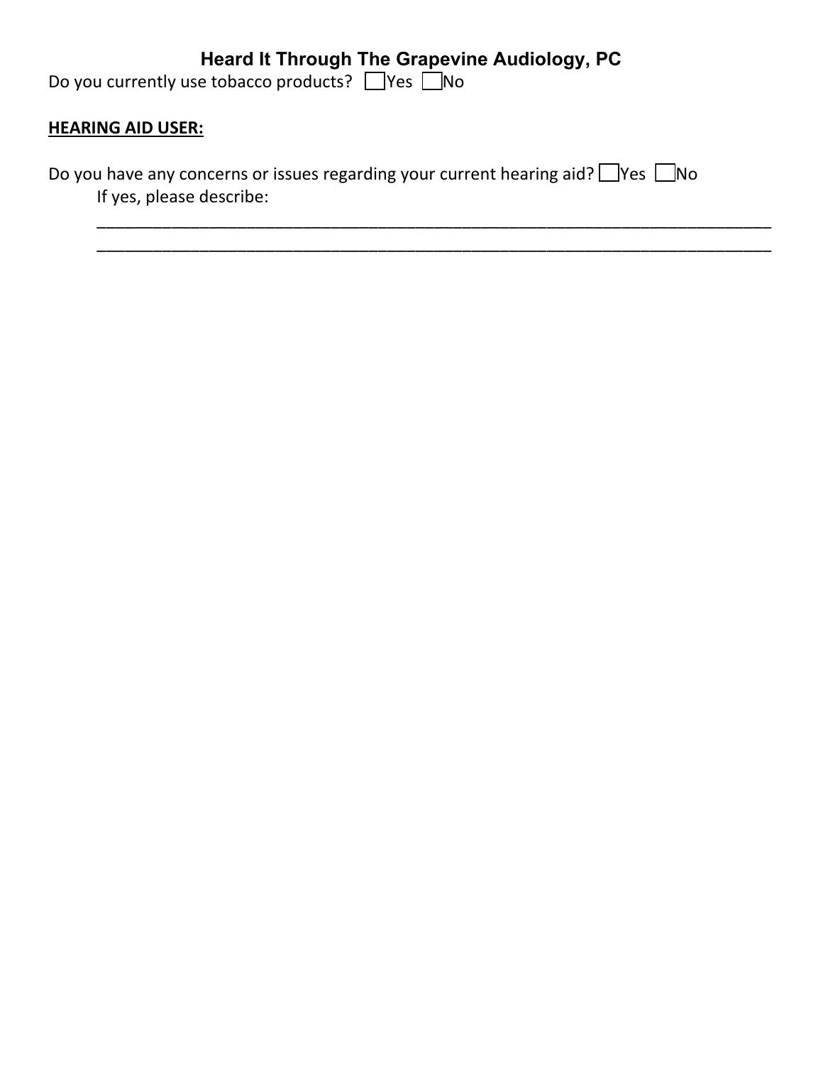**Heard It Through The Grapevine Audiology, PC**

Do you currently use tobacco products? ☐Yes ☐No

**HEARING AID USER:**

Do you have any concerns or issues regarding your current hearing aid? ☐Yes ☐No

If yes, please describe:

\_\_\_\_\_\_\_\_\_\_\_\_\_\_\_\_\_\_\_\_\_\_\_\_\_\_\_\_\_\_\_\_\_\_\_\_\_\_\_\_\_\_\_\_\_\_\_\_\_\_\_\_\_\_\_\_\_\_\_\_\_\_\_\_\_\_\_\_\_\_\_\_\_\_\_\_

\_\_\_\_\_\_\_\_\_\_\_\_\_\_\_\_\_\_\_\_\_\_\_\_\_\_\_\_\_\_\_\_\_\_\_\_\_\_\_\_\_\_\_\_\_\_\_\_\_\_\_\_\_\_\_\_\_\_\_\_\_\_\_\_\_\_\_\_\_\_\_\_\_\_\_\_